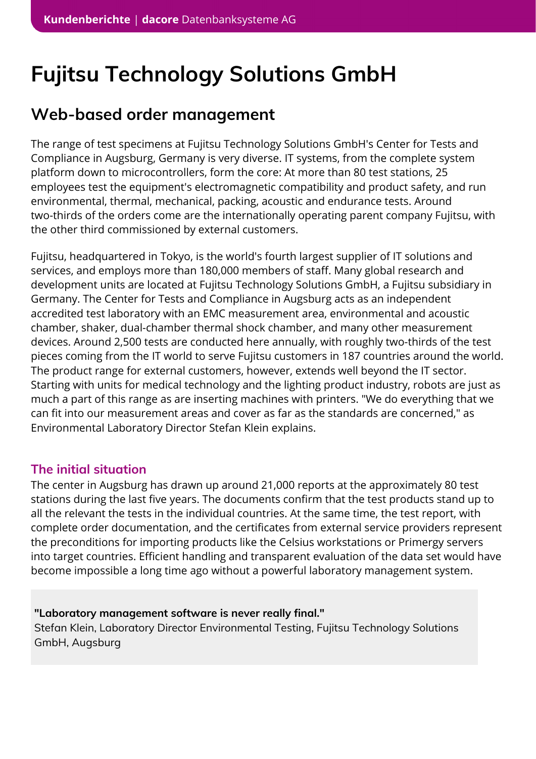# Fujitsu Technology Solutions GmbH

## Web-based order management

The range of test specimens at Fujitsu Technology Solutions GmbH's Center for Tests and Compliance in Augsburg, Germany is very diverse. IT systems, from the complete system platform down to microcontrollers, form the core: At more than 80 test stations, 25 employees test the equipment's electromagnetic compatibility and product safety, and run environmental, thermal, mechanical, packing, acoustic and endurance tests. Around two-thirds of the orders come are the internationally operating parent company Fujitsu, with the other third commissioned by external customers.

Fujitsu, headquartered in Tokyo, is the world's fourth largest supplier of IT solutions and services, and employs more than 180,000 members of staff. Many global research and development units are located at Fujitsu Technology Solutions GmbH, a Fujitsu subsidiary in Germany. The Center for Tests and Compliance in Augsburg acts as an independent accredited test laboratory with an EMC measurement area, environmental and acoustic chamber, shaker, dual-chamber thermal shock chamber, and many other measurement devices. Around 2,500 tests are conducted here annually, with roughly two-thirds of the test pieces coming from the IT world to serve Fujitsu customers in 187 countries around the world. The product range for external customers, however, extends well beyond the IT sector. Starting with units for medical technology and the lighting product industry, robots are just as much a part of this range as are inserting machines with printers. "We do everything that we can fit into our measurement areas and cover as far as the standards are concerned," as Environmental Laboratory Director Stefan Klein explains.

### The initial situation

The center in Augsburg has drawn up around 21,000 reports at the approximately 80 test stations during the last five years. The documents confirm that the test products stand up to all the relevant tests in the individual countries. At the same time, the test report, with complete order documentation, and the certificates from external service providers represent the preconditions for importing products like the Celsius workstations or Primergy servers into target countries. Efficient handling and transparent evaluation of the data set would have become impossible a long time ago without a powerful laboratory management system.

> **"Laboratory management software is never really final."**
> Stefan Klein, Laboratory Director Environmental Testing, Fujitsu Technology Solutions GmbH, Augsburg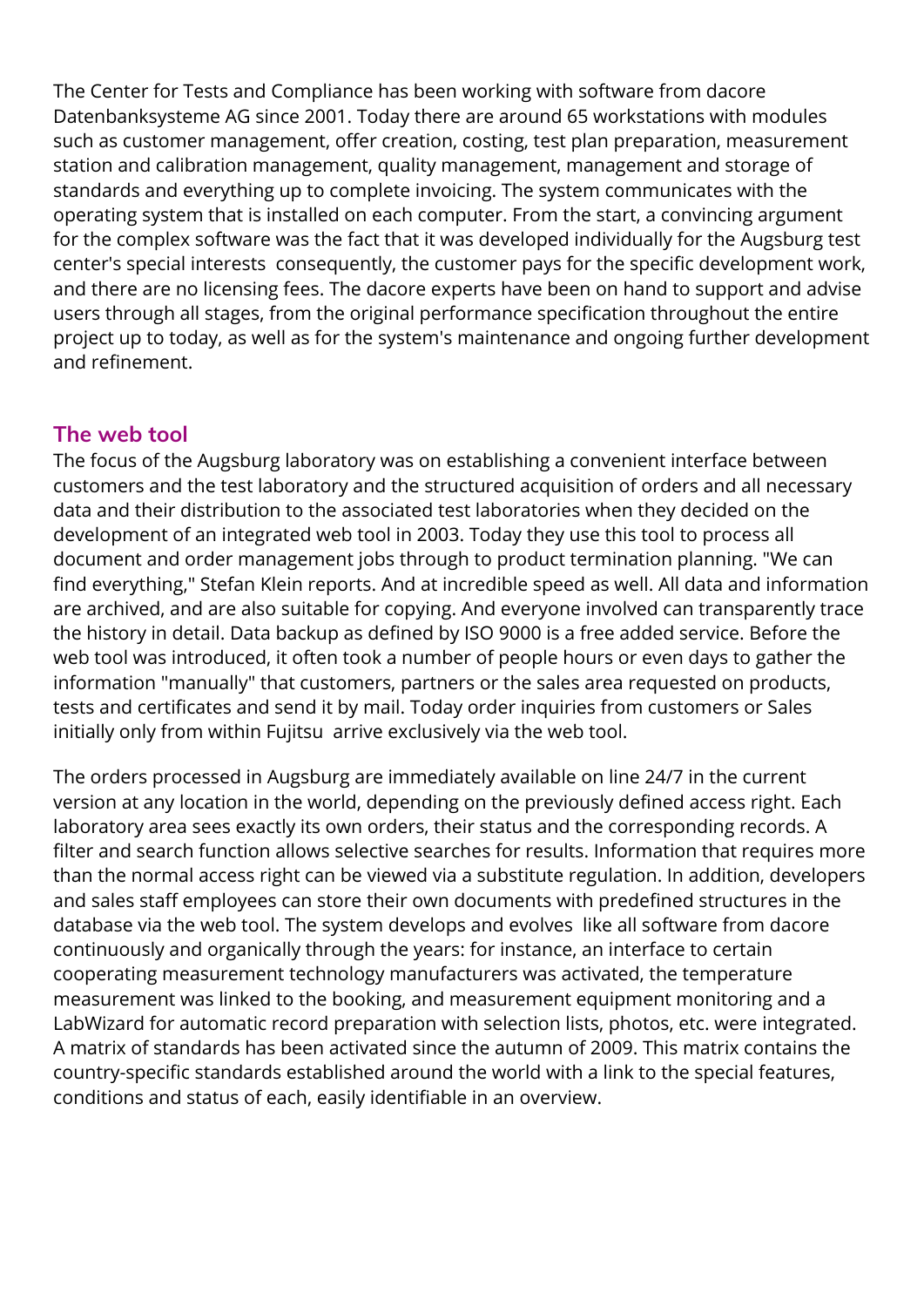The Center for Tests and Compliance has been working with software from dacore Datenbanksysteme AG since 2001. Today there are around 65 workstations with modules such as customer management, offer creation, costing, test plan preparation, measurement station and calibration management, quality management, management and storage of standards and everything up to complete invoicing. The system communicates with the operating system that is installed on each computer. From the start, a convincing argument for the complex software was the fact that it was developed individually for the Augsburg test center's special interests  consequently, the customer pays for the specific development work, and there are no licensing fees. The dacore experts have been on hand to support and advise users through all stages, from the original performance specification throughout the entire project up to today, as well as for the system's maintenance and ongoing further development and refinement.

## The web tool

The focus of the Augsburg laboratory was on establishing a convenient interface between customers and the test laboratory and the structured acquisition of orders and all necessary data and their distribution to the associated test laboratories when they decided on the development of an integrated web tool in 2003. Today they use this tool to process all document and order management jobs through to product termination planning. "We can find everything," Stefan Klein reports. And at incredible speed as well. All data and information are archived, and are also suitable for copying. And everyone involved can transparently trace the history in detail. Data backup as defined by ISO 9000 is a free added service. Before the web tool was introduced, it often took a number of people hours or even days to gather the information "manually" that customers, partners or the sales area requested on products, tests and certificates and send it by mail. Today order inquiries from customers or Sales initially only from within Fujitsu  arrive exclusively via the web tool.

The orders processed in Augsburg are immediately available on line 24/7 in the current version at any location in the world, depending on the previously defined access right. Each laboratory area sees exactly its own orders, their status and the corresponding records. A filter and search function allows selective searches for results. Information that requires more than the normal access right can be viewed via a substitute regulation. In addition, developers and sales staff employees can store their own documents with predefined structures in the database via the web tool. The system develops and evolves  like all software from dacore continuously and organically through the years: for instance, an interface to certain cooperating measurement technology manufacturers was activated, the temperature measurement was linked to the booking, and measurement equipment monitoring and a LabWizard for automatic record preparation with selection lists, photos, etc. were integrated. A matrix of standards has been activated since the autumn of 2009. This matrix contains the country-specific standards established around the world with a link to the special features, conditions and status of each, easily identifiable in an overview.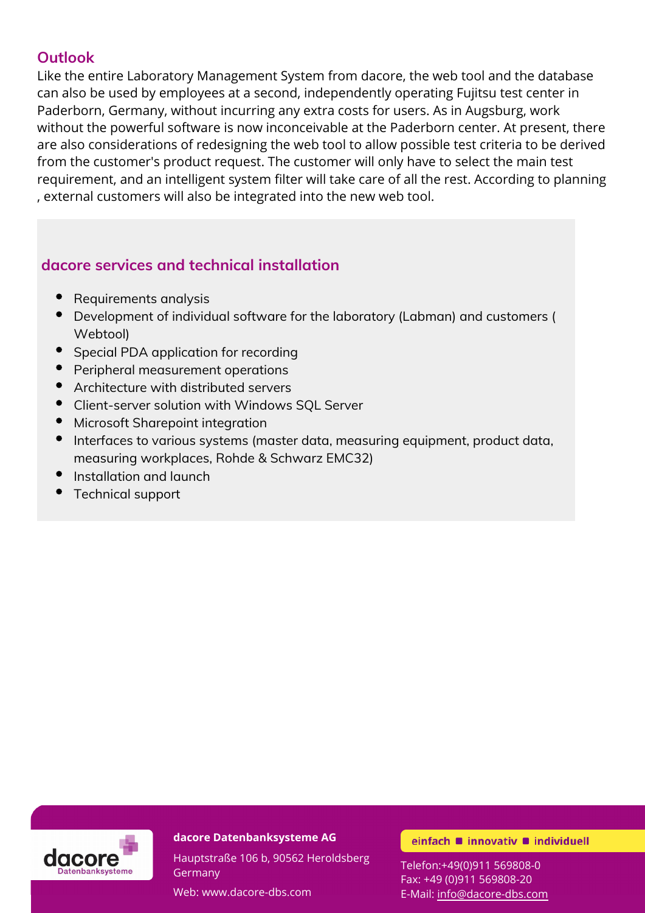## Outlook

Like the entire Laboratory Management System from dacore, the web tool and the database can also be used by employees at a second, independently operating Fujitsu test center in Paderborn, Germany, without incurring any extra costs for users. As in Augsburg, work without the powerful software is now inconceivable at the Paderborn center. At present, there are also considerations of redesigning the web tool to allow possible test criteria to be derived from the customer's product request. The customer will only have to select the main test requirement, and an intelligent system filter will take care of all the rest. According to planning , external customers will also be integrated into the new web tool.

## dacore services and technical installation

- Requirements analysis
- Development of individual software for the laboratory (Labman) and customers ( Webtool)
- Special PDA application for recording
- Peripheral measurement operations
- Architecture with distributed servers
- Client-server solution with Windows SQL Server
- Microsoft Sharepoint integration
- Interfaces to various systems (master data, measuring equipment, product data, measuring workplaces, Rohde & Schwarz EMC32)
- Installation and launch
- Technical support

**dacore Datenbanksysteme AG**

Hauptstraße 106 b, 90562 Heroldsberg Germany

Web: www.dacore-dbs.com

einfach ■ innovativ ■ individuell

Telefon:+49(0)911 569808-0
Fax: +49 (0)911 569808-20
E-Mail: info@dacore-dbs.com